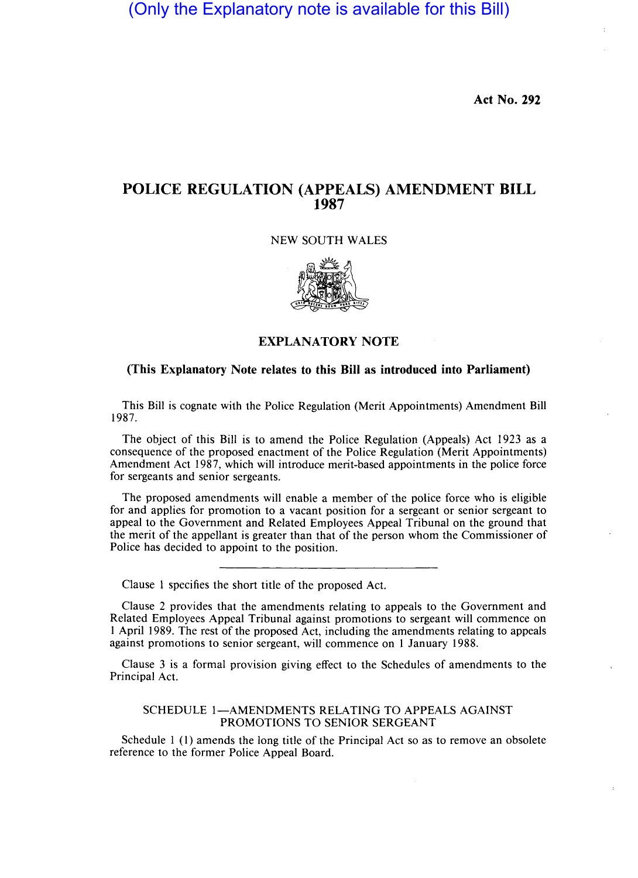(Only the Explanatory note is available for this Bill)

**Act No. 292**

# POLICE REGULATION (APPEALS) AMENDMENT BILL 1987

NEW SOUTH WALES

## EXPLANATORY NOTE

**(This Explanatory Note relates to this Bill as introduced into Parliament)**

This Bill is cognate with the Police Regulation (Merit Appointments) Amendment Bill 1987.

The object of this Bill is to amend the Police Regulation (Appeals) Act 1923 as a consequence of the proposed enactment of the Police Regulation (Merit Appointments) Amendment Act 1987, which will introduce merit-based appointments in the police force for sergeants and senior sergeants.

The proposed amendments will enable a member of the police force who is eligible for and applies for promotion to a vacant position for a sergeant or senior sergeant to appeal to the Government and Related Employees Appeal Tribunal on the ground that the merit of the appellant is greater than that of the person whom the Commissioner of Police has decided to appoint to the position.

---

Clause 1 specifies the short title of the proposed Act.

Clause 2 provides that the amendments relating to appeals to the Government and Related Employees Appeal Tribunal against promotions to sergeant will commence on 1 April 1989. The rest of the proposed Act, including the amendments relating to appeals against promotions to senior sergeant, will commence on 1 January 1988.

Clause 3 is a formal provision giving effect to the Schedules of amendments to the Principal Act.

### SCHEDULE 1—AMENDMENTS RELATING TO APPEALS AGAINST PROMOTIONS TO SENIOR SERGEANT

Schedule 1 (1) amends the long title of the Principal Act so as to remove an obsolete reference to the former Police Appeal Board.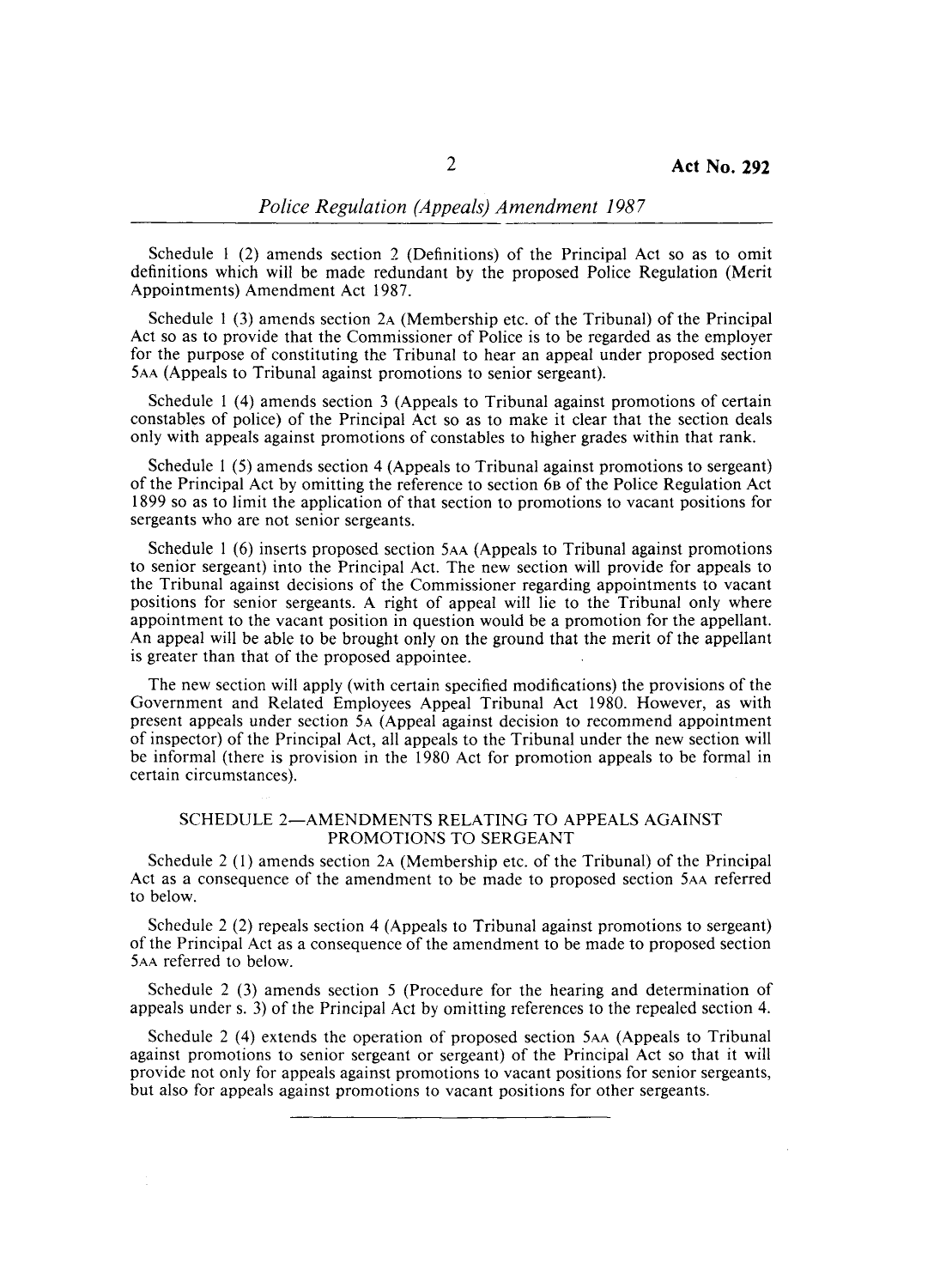Schedule 1 (2) amends section 2 (Definitions) of the Principal Act so as to omit definitions which will be made redundant by the proposed Police Regulation (Merit Appointments) Amendment Act 1987.

Schedule 1 (3) amends section 2A (Membership etc. of the Tribunal) of the Principal Act so as to provide that the Commissioner of Police is to be regarded as the employer for the purpose of constituting the Tribunal to hear an appeal under proposed section 5AA (Appeals to Tribunal against promotions to senior sergeant).

Schedule 1 (4) amends section 3 (Appeals to Tribunal against promotions of certain constables of police) of the Principal Act so as to make it clear that the section deals only with appeals against promotions of constables to higher grades within that rank.

Schedule 1 (5) amends section 4 (Appeals to Tribunal against promotions to sergeant) of the Principal Act by omitting the reference to section 6B of the Police Regulation Act 1899 so as to limit the application of that section to promotions to vacant positions for sergeants who are not senior sergeants.

Schedule 1 (6) inserts proposed section 5AA (Appeals to Tribunal against promotions to senior sergeant) into the Principal Act. The new section will provide for appeals to the Tribunal against decisions of the Commissioner regarding appointments to vacant positions for senior sergeants. A right of appeal will lie to the Tribunal only where appointment to the vacant position in question would be a promotion for the appellant. An appeal will be able to be brought only on the ground that the merit of the appellant is greater than that of the proposed appointee.

The new section will apply (with certain specified modifications) the provisions of the Government and Related Employees Appeal Tribunal Act 1980. However, as with present appeals under section 5A (Appeal against decision to recommend appointment of inspector) of the Principal Act, all appeals to the Tribunal under the new section will be informal (there is provision in the 1980 Act for promotion appeals to be formal in certain circumstances).

## SCHEDULE 2—AMENDMENTS RELATING TO APPEALS AGAINST PROMOTIONS TO SERGEANT

Schedule 2 (1) amends section 2A (Membership etc. of the Tribunal) of the Principal Act as a consequence of the amendment to be made to proposed section 5AA referred to below.

Schedule 2 (2) repeals section 4 (Appeals to Tribunal against promotions to sergeant) of the Principal Act as a consequence of the amendment to be made to proposed section 5AA referred to below.

Schedule 2 (3) amends section 5 (Procedure for the hearing and determination of appeals under s. 3) of the Principal Act by omitting references to the repealed section 4.

Schedule 2 (4) extends the operation of proposed section 5AA (Appeals to Tribunal against promotions to senior sergeant or sergeant) of the Principal Act so that it will provide not only for appeals against promotions to vacant positions for senior sergeants, but also for appeals against promotions to vacant positions for other sergeants.